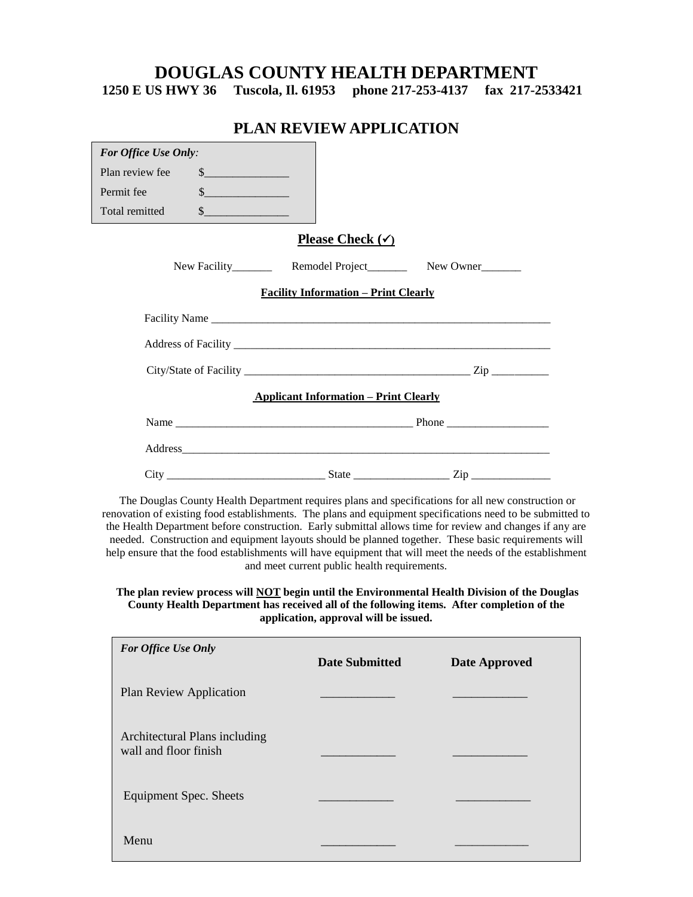# DOUGLAS COUNTY HEALTH DEPARTMENT

**1250 E US HWY 36 Tuscola, Il. 61953 phone 217-253-4137 fax 217-2533421**

## PLAN REVIEW APPLICATION

| *For Office Use Only:* | |
|---|---|
| Plan review fee | $_______________ |
| Permit fee | $_______________ |
| Total remitted | $_______________ |

**Please Check (✓)**

New Facility_______ Remodel Project_______ New Owner_______

**Facility Information – Print Clearly**

Facility Name ______________________________________________________________

Address of Facility __________________________________________________________

City/State of Facility ________________________________________ Zip __________

**Applicant Information – Print Clearly**

Name ___________________________________________ Phone __________________

Address____________________________________________________________________

City ____________________________ State _________________ Zip ______________

The Douglas County Health Department requires plans and specifications for all new construction or renovation of existing food establishments. The plans and equipment specifications need to be submitted to the Health Department before construction. Early submittal allows time for review and changes if any are needed. Construction and equipment layouts should be planned together. These basic requirements will help ensure that the food establishments will have equipment that will meet the needs of the establishment and meet current public health requirements.

**The plan review process will NOT begin until the Environmental Health Division of the Douglas County Health Department has received all of the following items. After completion of the application, approval will be issued.**

| *For Office Use Only* | Date Submitted | Date Approved |
|---|---|---|
| Plan Review Application | ____________ | ____________ |
| Architectural Plans including wall and floor finish | ____________ | ____________ |
| Equipment Spec. Sheets | ____________ | ____________ |
| Menu | ____________ | ____________ |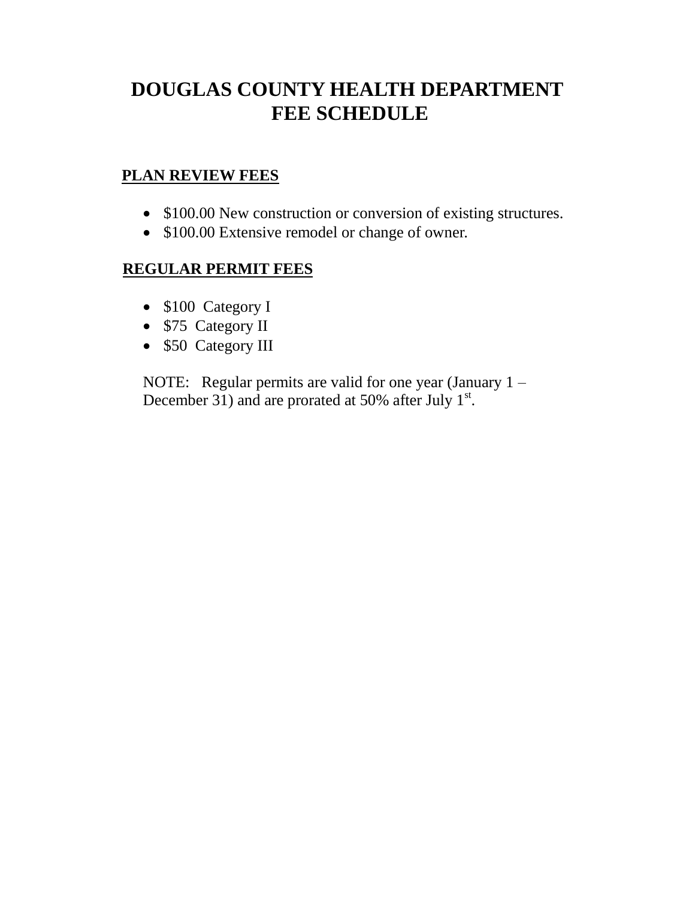# DOUGLAS COUNTY HEALTH DEPARTMENT
# FEE SCHEDULE

## PLAN REVIEW FEES

- $100.00 New construction or conversion of existing structures.
- $100.00 Extensive remodel or change of owner.

## REGULAR PERMIT FEES

- $100 Category I
- $75 Category II
- $50 Category III

NOTE: Regular permits are valid for one year (January 1 – December 31) and are prorated at 50% after July 1st.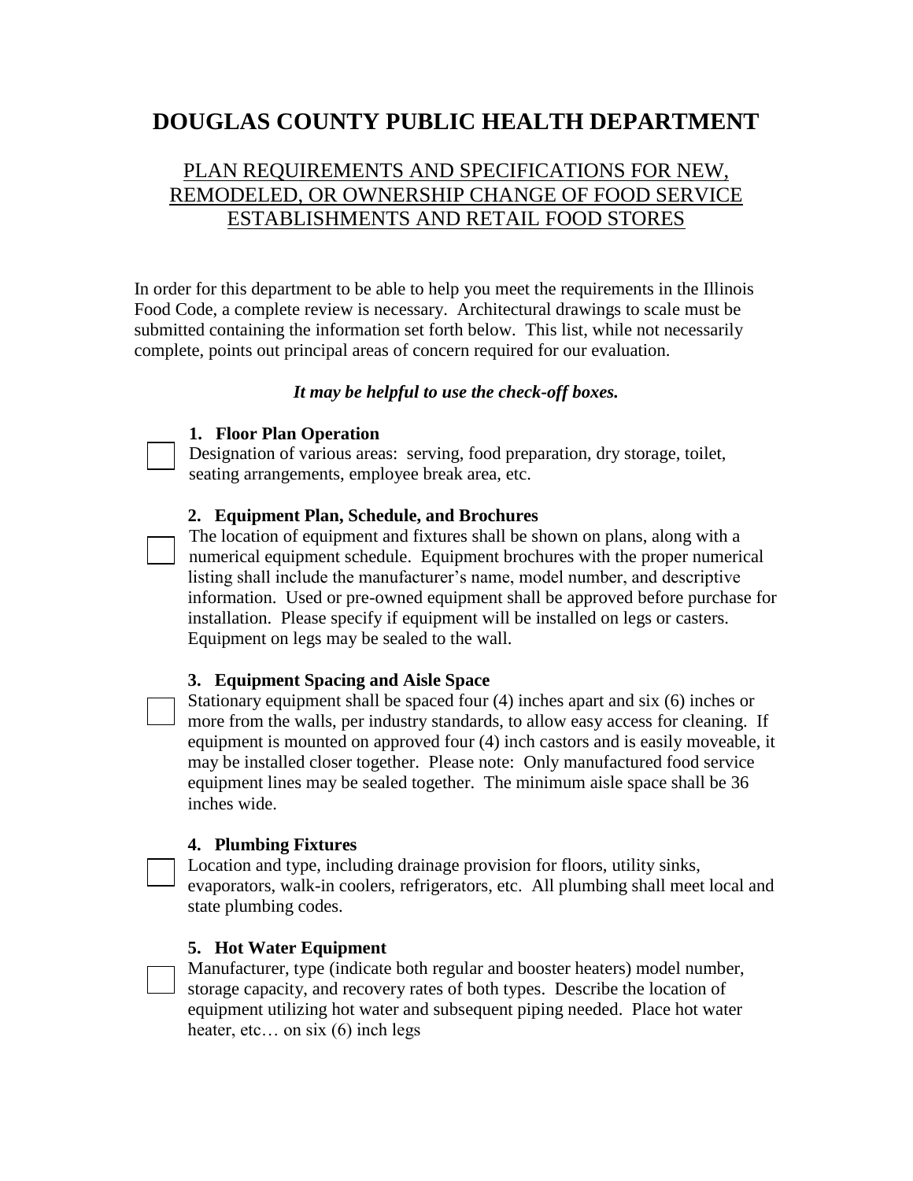# DOUGLAS COUNTY PUBLIC HEALTH DEPARTMENT

## PLAN REQUIREMENTS AND SPECIFICATIONS FOR NEW, REMODELED, OR OWNERSHIP CHANGE OF FOOD SERVICE ESTABLISHMENTS AND RETAIL FOOD STORES

In order for this department to be able to help you meet the requirements in the Illinois Food Code, a complete review is necessary. Architectural drawings to scale must be submitted containing the information set forth below. This list, while not necessarily complete, points out principal areas of concern required for our evaluation.

***It may be helpful to use the check-off boxes.***

- [ ] **1. Floor Plan Operation**
  Designation of various areas: serving, food preparation, dry storage, toilet, seating arrangements, employee break area, etc.

- [ ] **2. Equipment Plan, Schedule, and Brochures**
  The location of equipment and fixtures shall be shown on plans, along with a numerical equipment schedule. Equipment brochures with the proper numerical listing shall include the manufacturer's name, model number, and descriptive information. Used or pre-owned equipment shall be approved before purchase for installation. Please specify if equipment will be installed on legs or casters. Equipment on legs may be sealed to the wall.

- [ ] **3. Equipment Spacing and Aisle Space**
  Stationary equipment shall be spaced four (4) inches apart and six (6) inches or more from the walls, per industry standards, to allow easy access for cleaning. If equipment is mounted on approved four (4) inch castors and is easily moveable, it may be installed closer together. Please note: Only manufactured food service equipment lines may be sealed together. The minimum aisle space shall be 36 inches wide.

- [ ] **4. Plumbing Fixtures**
  Location and type, including drainage provision for floors, utility sinks, evaporators, walk-in coolers, refrigerators, etc. All plumbing shall meet local and state plumbing codes.

- [ ] **5. Hot Water Equipment**
  Manufacturer, type (indicate both regular and booster heaters) model number, storage capacity, and recovery rates of both types. Describe the location of equipment utilizing hot water and subsequent piping needed. Place hot water heater, etc… on six (6) inch legs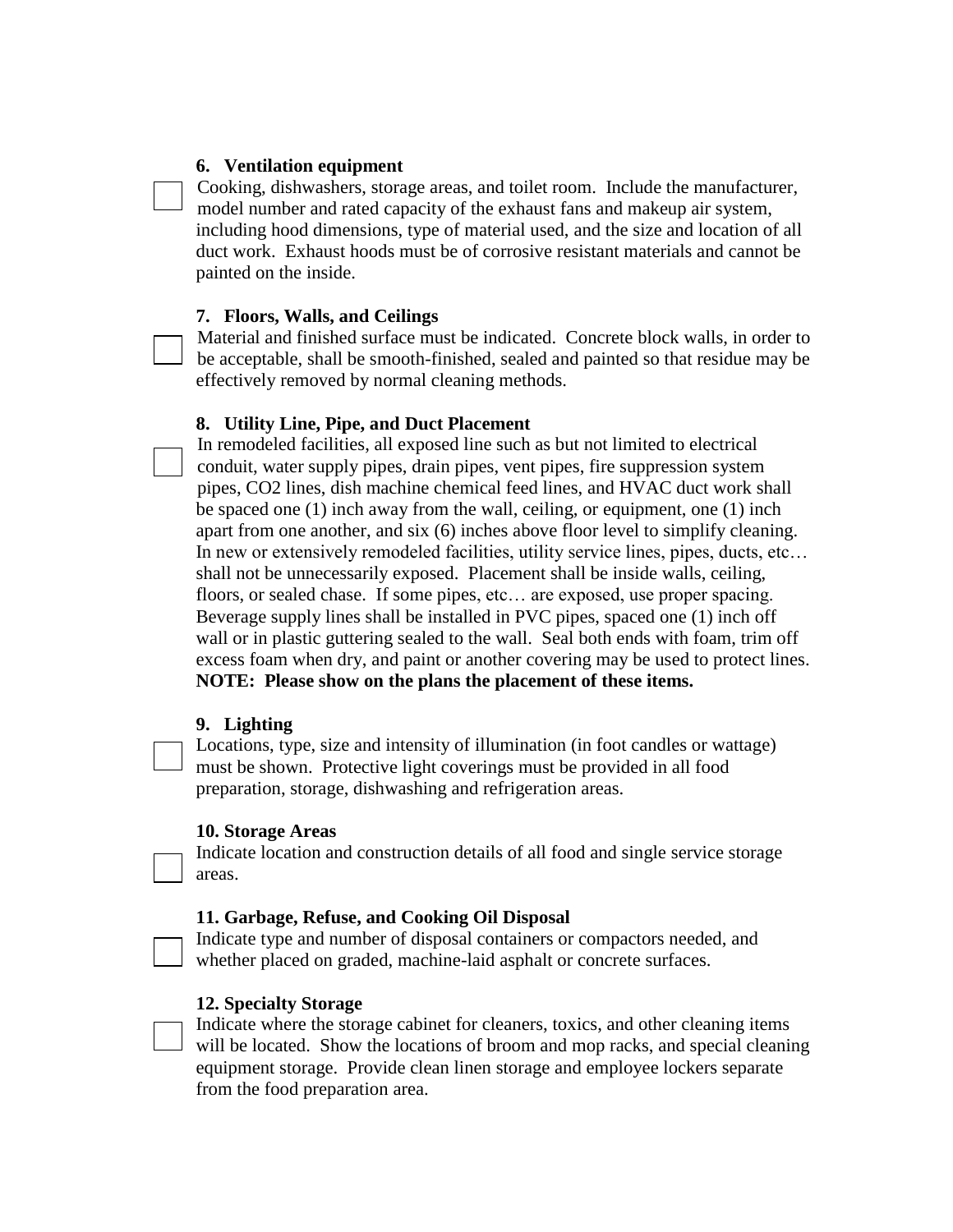**6. Ventilation equipment**

☐ Cooking, dishwashers, storage areas, and toilet room. Include the manufacturer, model number and rated capacity of the exhaust fans and makeup air system, including hood dimensions, type of material used, and the size and location of all duct work. Exhaust hoods must be of corrosive resistant materials and cannot be painted on the inside.

**7. Floors, Walls, and Ceilings**

☐ Material and finished surface must be indicated. Concrete block walls, in order to be acceptable, shall be smooth-finished, sealed and painted so that residue may be effectively removed by normal cleaning methods.

**8. Utility Line, Pipe, and Duct Placement**

☐ In remodeled facilities, all exposed line such as but not limited to electrical conduit, water supply pipes, drain pipes, vent pipes, fire suppression system pipes, CO2 lines, dish machine chemical feed lines, and HVAC duct work shall be spaced one (1) inch away from the wall, ceiling, or equipment, one (1) inch apart from one another, and six (6) inches above floor level to simplify cleaning. In new or extensively remodeled facilities, utility service lines, pipes, ducts, etc… shall not be unnecessarily exposed. Placement shall be inside walls, ceiling, floors, or sealed chase. If some pipes, etc… are exposed, use proper spacing. Beverage supply lines shall be installed in PVC pipes, spaced one (1) inch off wall or in plastic guttering sealed to the wall. Seal both ends with foam, trim off excess foam when dry, and paint or another covering may be used to protect lines. **NOTE: Please show on the plans the placement of these items.**

**9. Lighting**

☐ Locations, type, size and intensity of illumination (in foot candles or wattage) must be shown. Protective light coverings must be provided in all food preparation, storage, dishwashing and refrigeration areas.

**10. Storage Areas**

☐ Indicate location and construction details of all food and single service storage areas.

**11. Garbage, Refuse, and Cooking Oil Disposal**

☐ Indicate type and number of disposal containers or compactors needed, and whether placed on graded, machine-laid asphalt or concrete surfaces.

**12. Specialty Storage**

☐ Indicate where the storage cabinet for cleaners, toxics, and other cleaning items will be located. Show the locations of broom and mop racks, and special cleaning equipment storage. Provide clean linen storage and employee lockers separate from the food preparation area.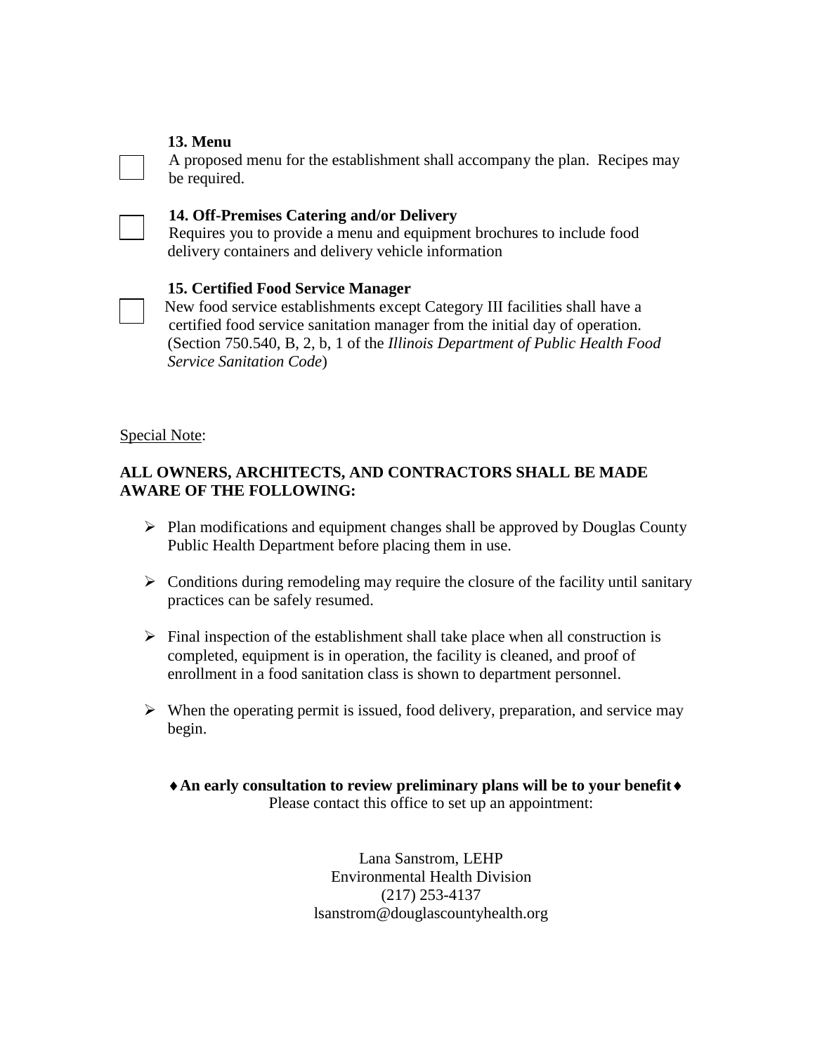☐ **13. Menu**

A proposed menu for the establishment shall accompany the plan. Recipes may be required.

☐ **14. Off-Premises Catering and/or Delivery**

Requires you to provide a menu and equipment brochures to include food delivery containers and delivery vehicle information

☐ **15. Certified Food Service Manager**

New food service establishments except Category III facilities shall have a certified food service sanitation manager from the initial day of operation. (Section 750.540, B, 2, b, 1 of the *Illinois Department of Public Health Food Service Sanitation Code*)

Special Note:

**ALL OWNERS, ARCHITECTS, AND CONTRACTORS SHALL BE MADE AWARE OF THE FOLLOWING:**

- Plan modifications and equipment changes shall be approved by Douglas County Public Health Department before placing them in use.
- Conditions during remodeling may require the closure of the facility until sanitary practices can be safely resumed.
- Final inspection of the establishment shall take place when all construction is completed, equipment is in operation, the facility is cleaned, and proof of enrollment in a food sanitation class is shown to department personnel.
- When the operating permit is issued, food delivery, preparation, and service may begin.

♦**An early consultation to review preliminary plans will be to your benefit**♦

Please contact this office to set up an appointment:

Lana Sanstrom, LEHP
Environmental Health Division
(217) 253-4137
lsanstrom@douglascountyhealth.org